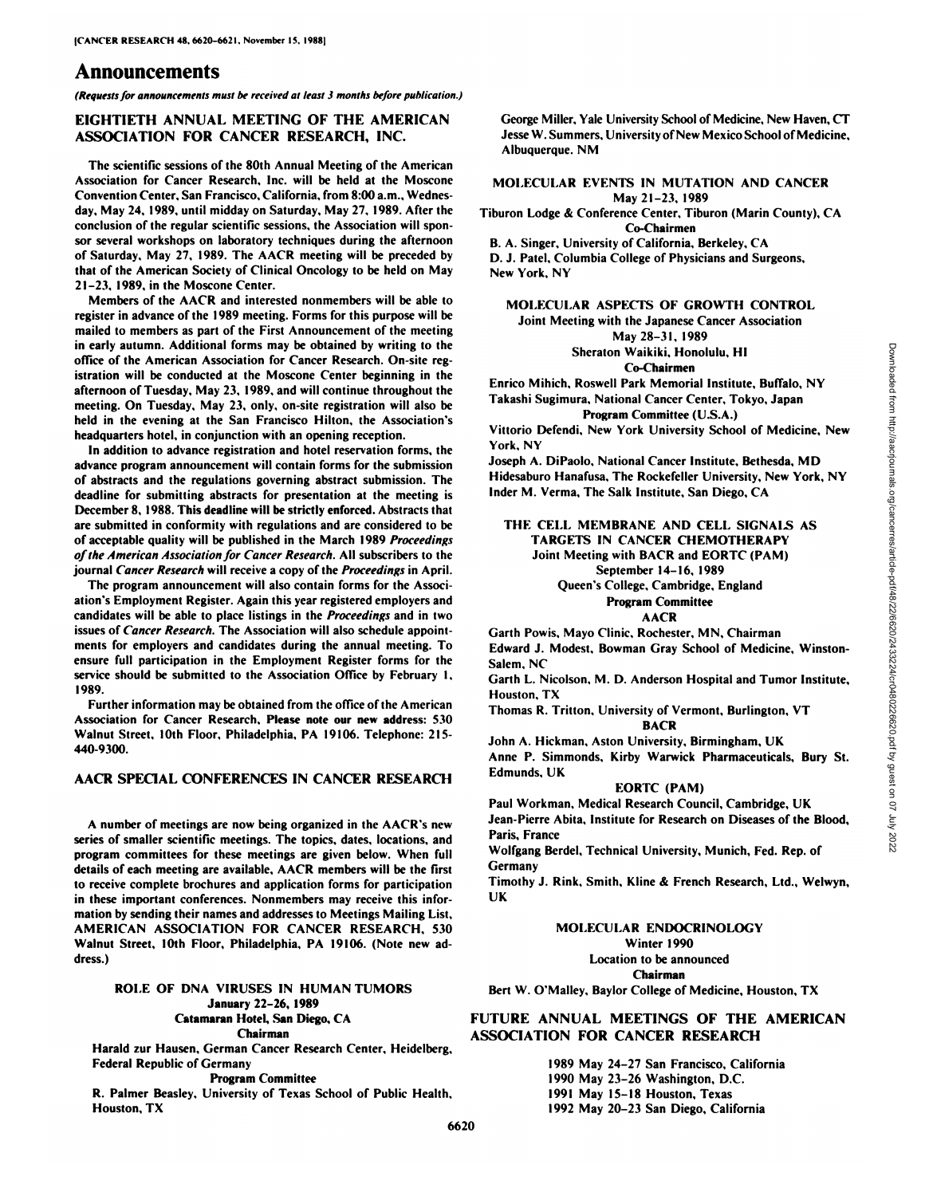# Announcements

*(Requests for announcements must be received at least 3 months before publication.)*

## EIGHTIETH ANNUAL MEETING OF THE AMERICAN ASSOCIATION FOR CANCER RESEARCH, INC.

The scientific sessions of the 80th Annual Meeting of the American Association for Cancer Research, Inc. will be held at the Moscone Convention Center, San Francisco, California, from 8:00 a.m., Wednesday, May 24, 1989, until midday on Saturday, May 27, 1989. After the conclusion of the regular scientific sessions, the Association will sponsor several workshops on laboratory techniques during the afternoon of Saturday, May 27, 1989. The AACR meeting will be preceded by that of the American Society of Clinical Oncology to be held on May 21–23, 1989, in the Moscone Center.

Members of the AACR and interested nonmembers will be able to register in advance of the 1989 meeting. Forms for this purpose will be mailed to members as part of the First Announcement of the meeting in early autumn. Additional forms may be obtained by writing to the office of the American Association for Cancer Research. On-site registration will be conducted at the Moscone Center beginning in the afternoon of Tuesday, May 23, 1989, and will continue throughout the meeting. On Tuesday, May 23, only, on-site registration will also be held in the evening at the San Francisco Hilton, the Association's headquarters hotel, in conjunction with an opening reception.

In addition to advance registration and hotel reservation forms, the advance program announcement will contain forms for the submission of abstracts and the regulations governing abstract submission. The deadline for submitting abstracts for presentation at the meeting is December 8, 1988. **This deadline will be strictly enforced.** Abstracts that are submitted in conformity with regulations and are considered to be of acceptable quality will be published in the March 1989 *Proceedings of the American Association for Cancer Research.* All subscribers to the journal *Cancer Research* will receive a copy of the *Proceedings* in April.

The program announcement will also contain forms for the Association's Employment Register. Again this year registered employers and candidates will be able to place listings in the *Proceedings* and in two issues of *Cancer Research.* The Association will also schedule appointments for employers and candidates during the annual meeting. To ensure full participation in the Employment Register forms for the service should be submitted to the Association Office by February 1, 1989.

Further information may be obtained from the office of the American Association for Cancer Research, **Please note our new address:** 530 Walnut Street, 10th Floor, Philadelphia, PA 19106. Telephone: 215-440-9300.

## AACR SPECIAL CONFERENCES IN CANCER RESEARCH

A number of meetings are now being organized in the AACR's new series of smaller scientific meetings. The topics, dates, locations, and program committees for these meetings are given below. When full details of each meeting are available, AACR members will be the first to receive complete brochures and application forms for participation in these important conferences. Nonmembers may receive this information by sending their names and addresses to Meetings Mailing List, AMERICAN ASSOCIATION FOR CANCER RESEARCH, 530 Walnut Street, 10th Floor, Philadelphia, PA 19106. (Note new address.)

### ROLE OF DNA VIRUSES IN HUMAN TUMORS

**January 22–26, 1989**

**Catamaran Hotel, San Diego, CA**

**Chairman**

Harald zur Hausen, German Cancer Research Center, Heidelberg, Federal Republic of Germany

**Program Committee**

R. Palmer Beasley, University of Texas School of Public Health, Houston, TX

George Miller, Yale University School of Medicine, New Haven, CT

Jesse W. Summers, University of New Mexico School of Medicine, Albuquerque, NM

### MOLECULAR EVENTS IN MUTATION AND CANCER

May 21–23, 1989

Tiburon Lodge & Conference Center, Tiburon (Marin County), CA

**Co-Chairmen**

B. A. Singer, University of California, Berkeley, CA

D. J. Patel, Columbia College of Physicians and Surgeons, New York, NY

### MOLECULAR ASPECTS OF GROWTH CONTROL

Joint Meeting with the Japanese Cancer Association

May 28–31, 1989

Sheraton Waikiki, Honolulu, HI

**Co-Chairmen**

Enrico Mihich, Roswell Park Memorial Institute, Buffalo, NY

Takashi Sugimura, National Cancer Center, Tokyo, Japan

**Program Committee (U.S.A.)**

Vittorio Defendi, New York University School of Medicine, New York, NY

Joseph A. DiPaolo, National Cancer Institute, Bethesda, MD

Hidesaburo Hanafusa, The Rockefeller University, New York, NY

Inder M. Verma, The Salk Institute, San Diego, CA

### THE CELL MEMBRANE AND CELL SIGNALS AS TARGETS IN CANCER CHEMOTHERAPY

Joint Meeting with BACR and EORTC (PAM)

September 14–16, 1989

Queen's College, Cambridge, England

**Program Committee**

**AACR**

Garth Powis, Mayo Clinic, Rochester, MN, Chairman

Edward J. Modest, Bowman Gray School of Medicine, Winston-Salem, NC

Garth L. Nicolson, M. D. Anderson Hospital and Tumor Institute, Houston, TX

Thomas R. Tritton, University of Vermont, Burlington, VT

**BACR**

John A. Hickman, Aston University, Birmingham, UK

Anne P. Simmonds, Kirby Warwick Pharmaceuticals, Bury St. Edmunds, UK

**EORTC (PAM)**

Paul Workman, Medical Research Council, Cambridge, UK

Jean-Pierre Abita, Institute for Research on Diseases of the Blood, Paris, France

Wolfgang Berdel, Technical University, Munich, Fed. Rep. of Germany

Timothy J. Rink, Smith, Kline & French Research, Ltd., Welwyn, UK

### MOLECULAR ENDOCRINOLOGY

Winter 1990

Location to be announced

**Chairman**

Bert W. O'Malley, Baylor College of Medicine, Houston, TX

## FUTURE ANNUAL MEETINGS OF THE AMERICAN ASSOCIATION FOR CANCER RESEARCH

1989 May 24–27 San Francisco, California

1990 May 23–26 Washington, D.C.

1991 May 15–18 Houston, Texas

1992 May 20–23 San Diego, California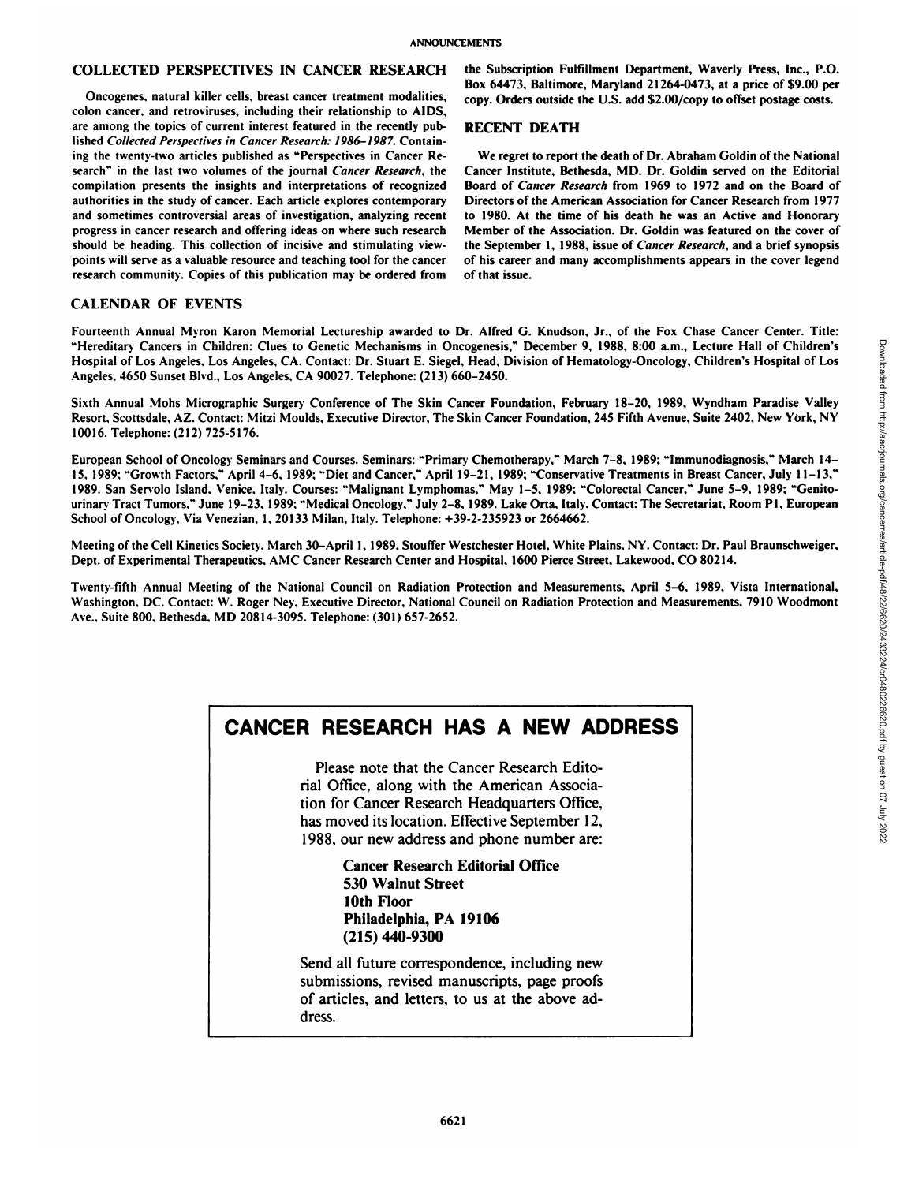# ANNOUNCEMENTS

## COLLECTED PERSPECTIVES IN CANCER RESEARCH

Oncogenes, natural killer cells, breast cancer treatment modalities, colon cancer, and retroviruses, including their relationship to AIDS, are among the topics of current interest featured in the recently published *Collected Perspectives in Cancer Research: 1986–1987*. Containing the twenty-two articles published as "Perspectives in Cancer Research" in the last two volumes of the journal *Cancer Research*, the compilation presents the insights and interpretations of recognized authorities in the study of cancer. Each article explores contemporary and sometimes controversial areas of investigation, analyzing recent progress in cancer research and offering ideas on where such research should be heading. This collection of incisive and stimulating viewpoints will serve as a valuable resource and teaching tool for the cancer research community. Copies of this publication may be ordered from the Subscription Fulfillment Department, Waverly Press, Inc., P.O. Box 64473, Baltimore, Maryland 21264-0473, at a price of $9.00 per copy. Orders outside the U.S. add $2.00/copy to offset postage costs.

## RECENT DEATH

We regret to report the death of Dr. Abraham Goldin of the National Cancer Institute, Bethesda, MD. Dr. Goldin served on the Editorial Board of *Cancer Research* from 1969 to 1972 and on the Board of Directors of the American Association for Cancer Research from 1977 to 1980. At the time of his death he was an Active and Honorary Member of the Association. Dr. Goldin was featured on the cover of the September 1, 1988, issue of *Cancer Research*, and a brief synopsis of his career and many accomplishments appears in the cover legend of that issue.

## CALENDAR OF EVENTS

Fourteenth Annual Myron Karon Memorial Lectureship awarded to Dr. Alfred G. Knudson, Jr., of the Fox Chase Cancer Center. Title: "Hereditary Cancers in Children: Clues to Genetic Mechanisms in Oncogenesis," December 9, 1988, 8:00 a.m., Lecture Hall of Children's Hospital of Los Angeles, Los Angeles, CA. Contact: Dr. Stuart E. Siegel, Head, Division of Hematology-Oncology, Children's Hospital of Los Angeles, 4650 Sunset Blvd., Los Angeles, CA 90027. Telephone: (213) 660-2450.

Sixth Annual Mohs Micrographic Surgery Conference of The Skin Cancer Foundation, February 18–20, 1989, Wyndham Paradise Valley Resort, Scottsdale, AZ. Contact: Mitzi Moulds, Executive Director, The Skin Cancer Foundation, 245 Fifth Avenue, Suite 2402, New York, NY 10016. Telephone: (212) 725-5176.

European School of Oncology Seminars and Courses. Seminars: "Primary Chemotherapy," March 7–8, 1989; "Immunodiagnosis," March 14–15, 1989; "Growth Factors," April 4–6, 1989; "Diet and Cancer," April 19–21, 1989; "Conservative Treatments in Breast Cancer, July 11–13," 1989. San Servolo Island, Venice, Italy. Courses: "Malignant Lymphomas," May 1–5, 1989; "Colorectal Cancer," June 5–9, 1989; "Genitourinary Tract Tumors," June 19–23, 1989; "Medical Oncology," July 2–8, 1989. Lake Orta, Italy. Contact: The Secretariat, Room P1, European School of Oncology, Via Venezian, 1, 20133 Milan, Italy. Telephone: +39-2-235923 or 2664662.

Meeting of the Cell Kinetics Society, March 30–April 1, 1989, Stouffer Westchester Hotel, White Plains, NY. Contact: Dr. Paul Braunschweiger, Dept. of Experimental Therapeutics, AMC Cancer Research Center and Hospital, 1600 Pierce Street, Lakewood, CO 80214.

Twenty-fifth Annual Meeting of the National Council on Radiation Protection and Measurements, April 5–6, 1989, Vista International, Washington, DC. Contact: W. Roger Ney, Executive Director, National Council on Radiation Protection and Measurements, 7910 Woodmont Ave., Suite 800, Bethesda, MD 20814-3095. Telephone: (301) 657-2652.

## CANCER RESEARCH HAS A NEW ADDRESS

Please note that the Cancer Research Editorial Office, along with the American Association for Cancer Research Headquarters Office, has moved its location. Effective September 12, 1988, our new address and phone number are:

**Cancer Research Editorial Office**
**530 Walnut Street**
**10th Floor**
**Philadelphia, PA 19106**
**(215) 440-9300**

Send all future correspondence, including new submissions, revised manuscripts, page proofs of articles, and letters, to us at the above address.